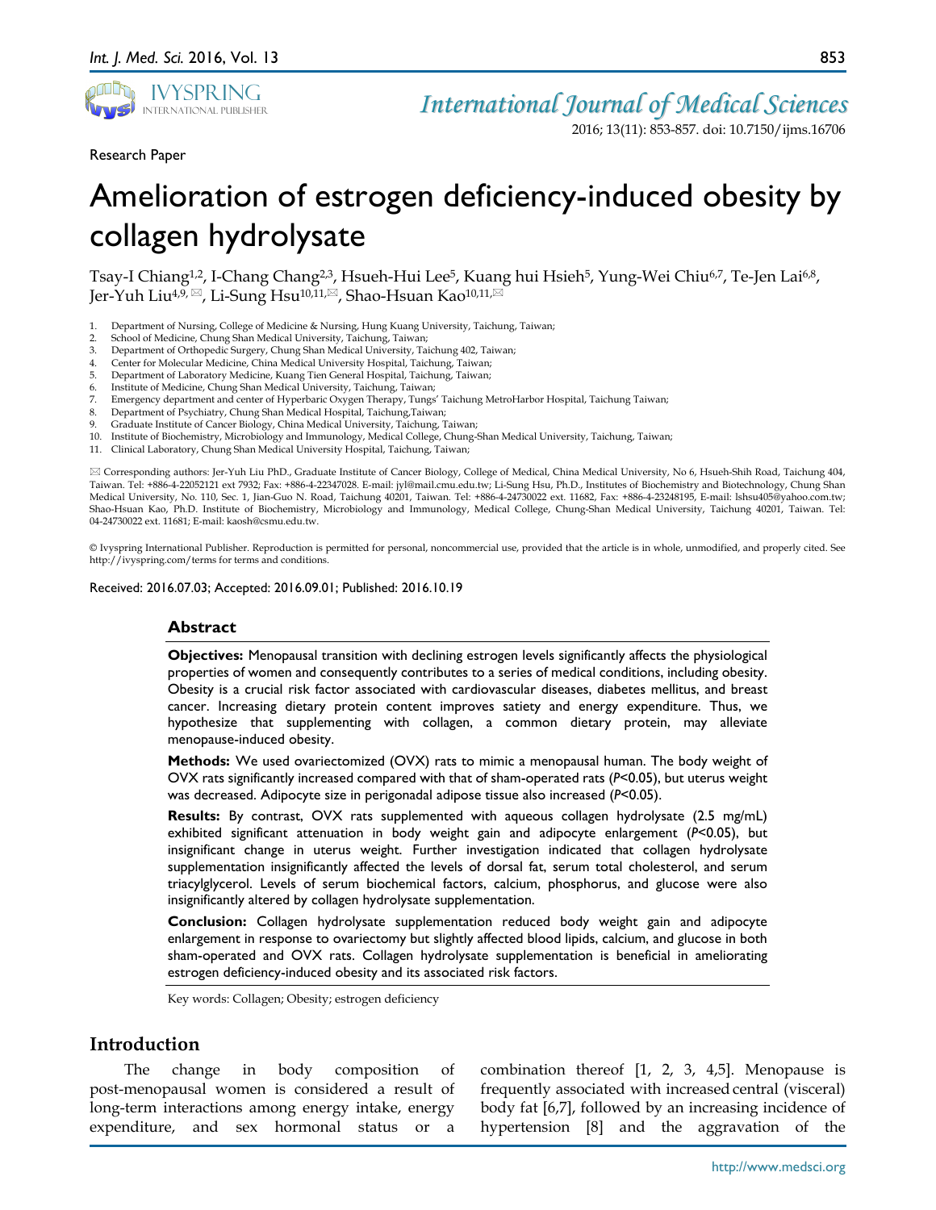Research Paper

# Amelioration of estrogen deficiency-induced obesity by collagen hydrolysate

Tsay-I Chiang[1,2], I-Chang Chang[2,3], Hsueh-Hui Lee[5], Kuang hui Hsieh[5], Yung-Wei Chiu[6,7], Te-Jen Lai[6,8], Jer-Yuh Liu[4,9,✉], Li-Sung Hsu[10,11,✉], Shao-Hsuan Kao[10,11,✉]

1. Department of Nursing, College of Medicine & Nursing, Hung Kuang University, Taichung, Taiwan;
2. School of Medicine, Chung Shan Medical University, Taichung, Taiwan;
3. Department of Orthopedic Surgery, Chung Shan Medical University, Taichung 402, Taiwan;
4. Center for Molecular Medicine, China Medical University Hospital, Taichung, Taiwan;
5. Department of Laboratory Medicine, Kuang Tien General Hospital, Taichung, Taiwan;
6. Institute of Medicine, Chung Shan Medical University, Taichung, Taiwan;
7. Emergency department and center of Hyperbaric Oxygen Therapy, Tungs' Taichung MetroHarbor Hospital, Taichung Taiwan;
8. Department of Psychiatry, Chung Shan Medical Hospital, Taichung,Taiwan;
9. Graduate Institute of Cancer Biology, China Medical University, Taichung, Taiwan;
10. Institute of Biochemistry, Microbiology and Immunology, Medical College, Chung-Shan Medical University, Taichung, Taiwan;
11. Clinical Laboratory, Chung Shan Medical University Hospital, Taichung, Taiwan;

✉ Corresponding authors: Jer-Yuh Liu PhD., Graduate Institute of Cancer Biology, College of Medical, China Medical University, No 6, Hsueh-Shih Road, Taichung 404, Taiwan. Tel: +886-4-22052121 ext 7932; Fax: +886-4-22347028. E-mail: jyl@mail.cmu.edu.tw; Li-Sung Hsu, Ph.D., Institutes of Biochemistry and Biotechnology, Chung Shan Medical University, No. 110, Sec. 1, Jian-Guo N. Road, Taichung 40201, Taiwan. Tel: +886-4-24730022 ext. 11682, Fax: +886-4-23248195, E-mail: lshsu405@yahoo.com.tw; Shao-Hsuan Kao, Ph.D. Institute of Biochemistry, Microbiology and Immunology, Medical College, Chung-Shan Medical University, Taichung 40201, Taiwan. Tel: 04-24730022 ext. 11681; E-mail: kaosh@csmu.edu.tw.

© Ivyspring International Publisher. Reproduction is permitted for personal, noncommercial use, provided that the article is in whole, unmodified, and properly cited. See http://ivyspring.com/terms for terms and conditions.

Received: 2016.07.03; Accepted: 2016.09.01; Published: 2016.10.19

## Abstract

**Objectives:** Menopausal transition with declining estrogen levels significantly affects the physiological properties of women and consequently contributes to a series of medical conditions, including obesity. Obesity is a crucial risk factor associated with cardiovascular diseases, diabetes mellitus, and breast cancer. Increasing dietary protein content improves satiety and energy expenditure. Thus, we hypothesize that supplementing with collagen, a common dietary protein, may alleviate menopause-induced obesity.

**Methods:** We used ovariectomized (OVX) rats to mimic a menopausal human. The body weight of OVX rats significantly increased compared with that of sham-operated rats ($P<0.05$), but uterus weight was decreased. Adipocyte size in perigonadal adipose tissue also increased ($P<0.05$).

**Results:** By contrast, OVX rats supplemented with aqueous collagen hydrolysate (2.5 mg/mL) exhibited significant attenuation in body weight gain and adipocyte enlargement ($P<0.05$), but insignificant change in uterus weight. Further investigation indicated that collagen hydrolysate supplementation insignificantly affected the levels of dorsal fat, serum total cholesterol, and serum triacylglycerol. Levels of serum biochemical factors, calcium, phosphorus, and glucose were also insignificantly altered by collagen hydrolysate supplementation.

**Conclusion:** Collagen hydrolysate supplementation reduced body weight gain and adipocyte enlargement in response to ovariectomy but slightly affected blood lipids, calcium, and glucose in both sham-operated and OVX rats. Collagen hydrolysate supplementation is beneficial in ameliorating estrogen deficiency-induced obesity and its associated risk factors.

Key words: Collagen; Obesity; estrogen deficiency

## Introduction

The change in body composition of post-menopausal women is considered a result of long-term interactions among energy intake, energy expenditure, and sex hormonal status or a combination thereof [1, 2, 3, 4,5]. Menopause is frequently associated with increased central (visceral) body fat [6,7], followed by an increasing incidence of hypertension [8] and the aggravation of the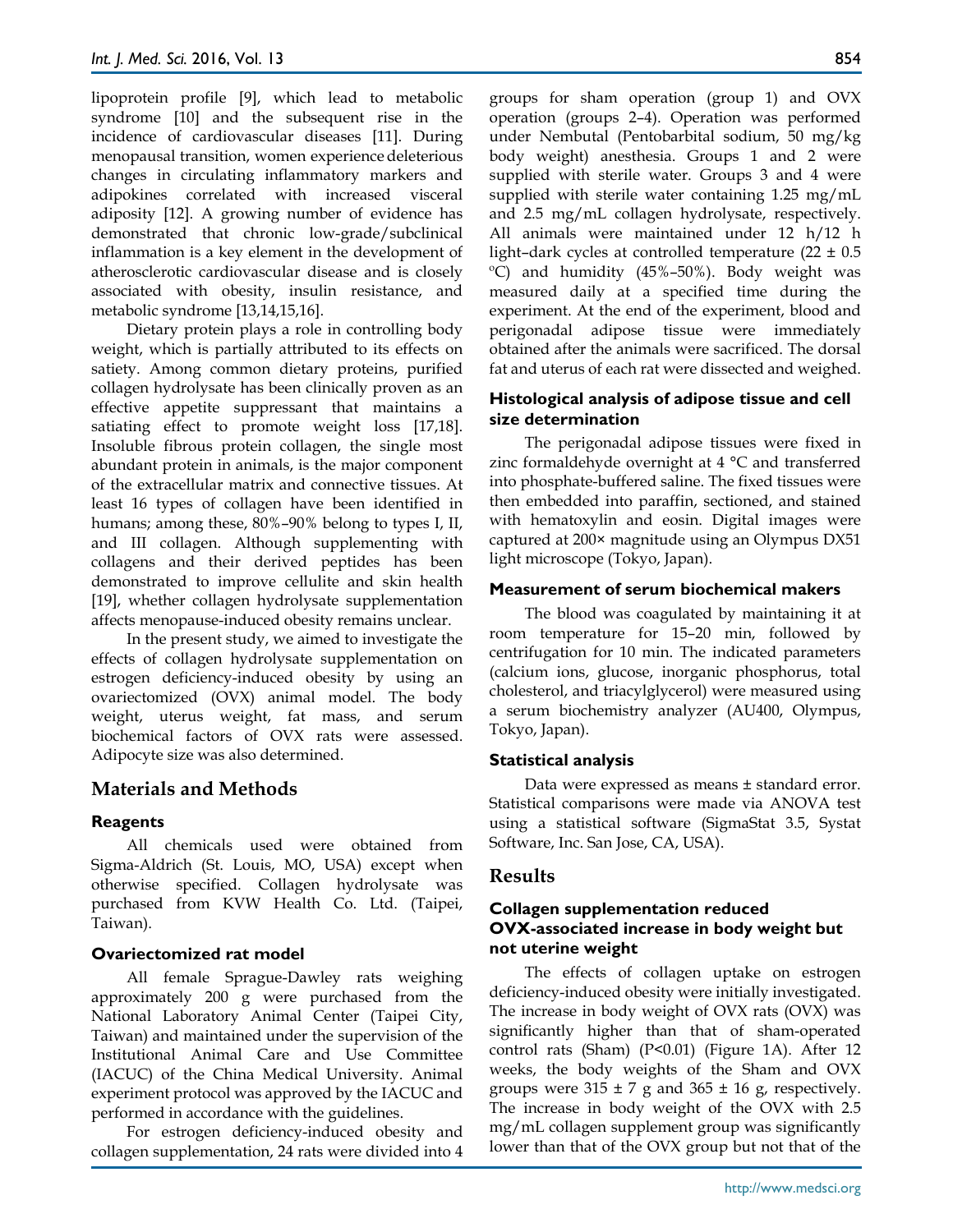lipoprotein profile [9], which lead to metabolic syndrome [10] and the subsequent rise in the incidence of cardiovascular diseases [11]. During menopausal transition, women experience deleterious changes in circulating inflammatory markers and adipokines correlated with increased visceral adiposity [12]. A growing number of evidence has demonstrated that chronic low-grade/subclinical inflammation is a key element in the development of atherosclerotic cardiovascular disease and is closely associated with obesity, insulin resistance, and metabolic syndrome [13,14,15,16].

Dietary protein plays a role in controlling body weight, which is partially attributed to its effects on satiety. Among common dietary proteins, purified collagen hydrolysate has been clinically proven as an effective appetite suppressant that maintains a satiating effect to promote weight loss [17,18]. Insoluble fibrous protein collagen, the single most abundant protein in animals, is the major component of the extracellular matrix and connective tissues. At least 16 types of collagen have been identified in humans; among these, 80%–90% belong to types I, II, and III collagen. Although supplementing with collagens and their derived peptides has been demonstrated to improve cellulite and skin health [19], whether collagen hydrolysate supplementation affects menopause-induced obesity remains unclear.

In the present study, we aimed to investigate the effects of collagen hydrolysate supplementation on estrogen deficiency-induced obesity by using an ovariectomized (OVX) animal model. The body weight, uterus weight, fat mass, and serum biochemical factors of OVX rats were assessed. Adipocyte size was also determined.

## Materials and Methods

### Reagents

All chemicals used were obtained from Sigma-Aldrich (St. Louis, MO, USA) except when otherwise specified. Collagen hydrolysate was purchased from KVW Health Co. Ltd. (Taipei, Taiwan).

### Ovariectomized rat model

All female Sprague-Dawley rats weighing approximately 200 g were purchased from the National Laboratory Animal Center (Taipei City, Taiwan) and maintained under the supervision of the Institutional Animal Care and Use Committee (IACUC) of the China Medical University. Animal experiment protocol was approved by the IACUC and performed in accordance with the guidelines.

For estrogen deficiency-induced obesity and collagen supplementation, 24 rats were divided into 4 groups for sham operation (group 1) and OVX operation (groups 2–4). Operation was performed under Nembutal (Pentobarbital sodium, 50 mg/kg body weight) anesthesia. Groups 1 and 2 were supplied with sterile water. Groups 3 and 4 were supplied with sterile water containing 1.25 mg/mL and 2.5 mg/mL collagen hydrolysate, respectively. All animals were maintained under 12 h/12 h light–dark cycles at controlled temperature (22 ± 0.5 °C) and humidity (45%–50%). Body weight was measured daily at a specified time during the experiment. At the end of the experiment, blood and perigonadal adipose tissue were immediately obtained after the animals were sacrificed. The dorsal fat and uterus of each rat were dissected and weighed.

### Histological analysis of adipose tissue and cell size determination

The perigonadal adipose tissues were fixed in zinc formaldehyde overnight at 4 °C and transferred into phosphate-buffered saline. The fixed tissues were then embedded into paraffin, sectioned, and stained with hematoxylin and eosin. Digital images were captured at 200× magnitude using an Olympus DX51 light microscope (Tokyo, Japan).

### Measurement of serum biochemical makers

The blood was coagulated by maintaining it at room temperature for 15–20 min, followed by centrifugation for 10 min. The indicated parameters (calcium ions, glucose, inorganic phosphorus, total cholesterol, and triacylglycerol) were measured using a serum biochemistry analyzer (AU400, Olympus, Tokyo, Japan).

### Statistical analysis

Data were expressed as means ± standard error. Statistical comparisons were made via ANOVA test using a statistical software (SigmaStat 3.5, Systat Software, Inc. San Jose, CA, USA).

## Results

### Collagen supplementation reduced OVX-associated increase in body weight but not uterine weight

The effects of collagen uptake on estrogen deficiency-induced obesity were initially investigated. The increase in body weight of OVX rats (OVX) was significantly higher than that of sham-operated control rats (Sham) ($P<0.01$) (Figure 1A). After 12 weeks, the body weights of the Sham and OVX groups were 315 ± 7 g and 365 ± 16 g, respectively. The increase in body weight of the OVX with 2.5 mg/mL collagen supplement group was significantly lower than that of the OVX group but not that of the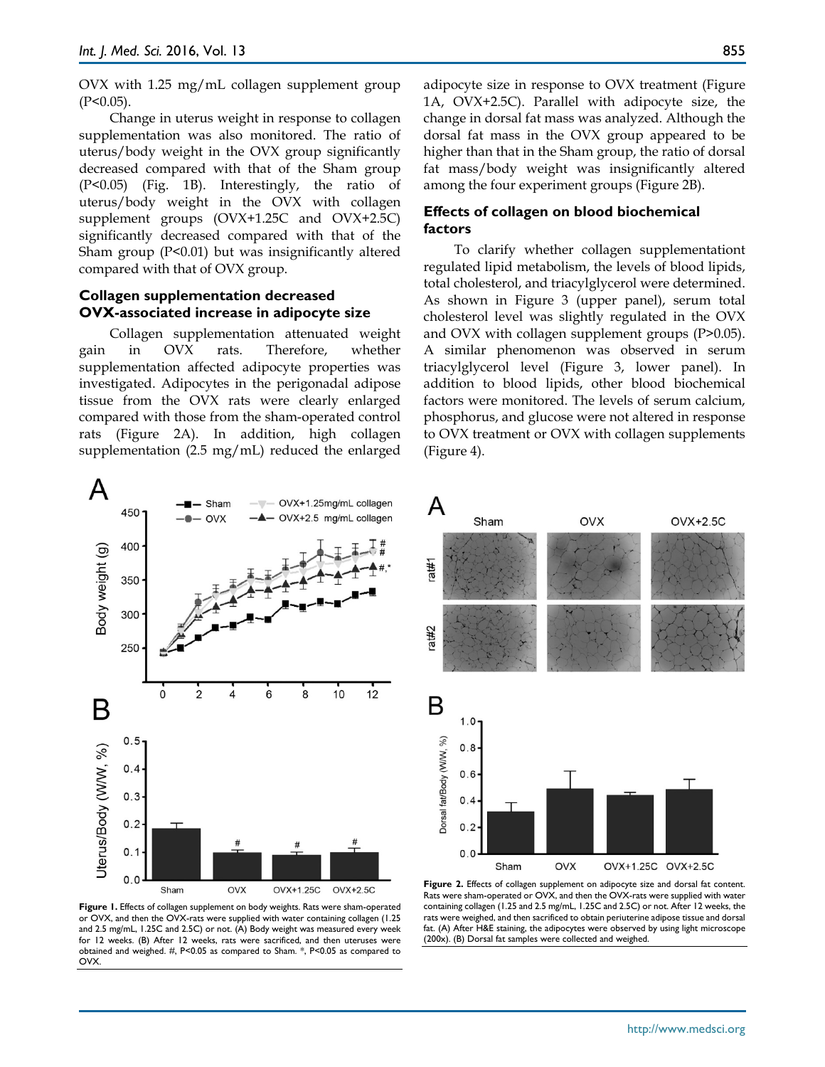OVX with 1.25 mg/mL collagen supplement group (P<0.05).

Change in uterus weight in response to collagen supplementation was also monitored. The ratio of uterus/body weight in the OVX group significantly decreased compared with that of the Sham group (P<0.05) (Fig. 1B). Interestingly, the ratio of uterus/body weight in the OVX with collagen supplement groups (OVX+1.25C and OVX+2.5C) significantly decreased compared with that of the Sham group (P<0.01) but was insignificantly altered compared with that of OVX group.

### Collagen supplementation decreased OVX-associated increase in adipocyte size

Collagen supplementation attenuated weight gain in OVX rats. Therefore, whether supplementation affected adipocyte properties was investigated. Adipocytes in the perigonadal adipose tissue from the OVX rats were clearly enlarged compared with those from the sham-operated control rats (Figure 2A). In addition, high collagen supplementation (2.5 mg/mL) reduced the enlarged adipocyte size in response to OVX treatment (Figure 1A, OVX+2.5C). Parallel with adipocyte size, the change in dorsal fat mass was analyzed. Although the dorsal fat mass in the OVX group appeared to be higher than that in the Sham group, the ratio of dorsal fat mass/body weight was insignificantly altered among the four experiment groups (Figure 2B).

### Effects of collagen on blood biochemical factors

To clarify whether collagen supplementationt regulated lipid metabolism, the levels of blood lipids, total cholesterol, and triacylglycerol were determined. As shown in Figure 3 (upper panel), serum total cholesterol level was slightly regulated in the OVX and OVX with collagen supplement groups (P>0.05). A similar phenomenon was observed in serum triacylglycerol level (Figure 3, lower panel). In addition to blood lipids, other blood biochemical factors were monitored. The levels of serum calcium, phosphorus, and glucose were not altered in response to OVX treatment or OVX with collagen supplements (Figure 4).

**Figure 1.** Effects of collagen supplement on body weights. Rats were sham-operated or OVX, and then the OVX-rats were supplied with water containing collagen (1.25 and 2.5 mg/mL, 1.25C and 2.5C) or not. (A) Body weight was measured every week for 12 weeks. (B) After 12 weeks, rats were sacrificed, and then uteruses were obtained and weighed. #, P<0.05 as compared to Sham. *, P<0.05 as compared to OVX.

**Figure 2.** Effects of collagen supplement on adipocyte size and dorsal fat content. Rats were sham-operated or OVX, and then the OVX-rats were supplied with water containing collagen (1.25C and 2.5 mg/mL, 1.25C and 2.5C) or not. After 12 weeks, the rats were weighed, and then sacrificed to obtain periuterine adipose tissue and dorsal fat. (A) After H&E staining, the adipocytes were observed by using light microscope (200x). (B) Dorsal fat samples were collected and weighed.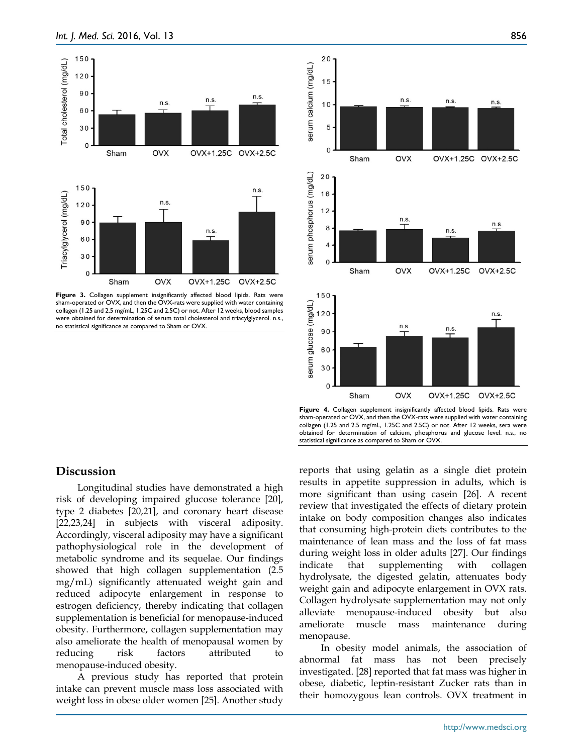**Figure 3.** Collagen supplement insignificantly affected blood lipids. Rats were sham-operated or OVX, and then the OVX-rats were supplied with water containing collagen (1.25 and 2.5 mg/mL, 1.25C and 2.5C) or not. After 12 weeks, blood samples were obtained for determination of serum total cholesterol and triacylglycerol. n.s., no statistical significance as compared to Sham or OVX.

**Figure 4.** Collagen supplement insignificantly affected blood lipids. Rats were sham-operated or OVX, and then the OVX-rats were supplied with water containing collagen (1.25 and 2.5 mg/mL, 1.25C and 2.5C) or not. After 12 weeks, sera were obtained for determination of calcium, phosphorus and glucose level. n.s., no statistical significance as compared to Sham or OVX.

## Discussion

Longitudinal studies have demonstrated a high risk of developing impaired glucose tolerance [20], type 2 diabetes [20,21], and coronary heart disease [22,23,24] in subjects with visceral adiposity. Accordingly, visceral adiposity may have a significant pathophysiological role in the development of metabolic syndrome and its sequelae. Our findings showed that high collagen supplementation (2.5 mg/mL) significantly attenuated weight gain and reduced adipocyte enlargement in response to estrogen deficiency, thereby indicating that collagen supplementation is beneficial for menopause-induced obesity. Furthermore, collagen supplementation may also ameliorate the health of menopausal women by reducing risk factors attributed to menopause-induced obesity.

A previous study has reported that protein intake can prevent muscle mass loss associated with weight loss in obese older women [25]. Another study reports that using gelatin as a single diet protein results in appetite suppression in adults, which is more significant than using casein [26]. A recent review that investigated the effects of dietary protein intake on body composition changes also indicates that consuming high-protein diets contributes to the maintenance of lean mass and the loss of fat mass during weight loss in older adults [27]. Our findings indicate that supplementing with collagen hydrolysate, the digested gelatin, attenuates body weight gain and adipocyte enlargement in OVX rats. Collagen hydrolysate supplementation may not only alleviate menopause-induced obesity but also ameliorate muscle mass maintenance during menopause.

In obesity model animals, the association of abnormal fat mass has not been precisely investigated. [28] reported that fat mass was higher in obese, diabetic, leptin-resistant Zucker rats than in their homozygous lean controls. OVX treatment in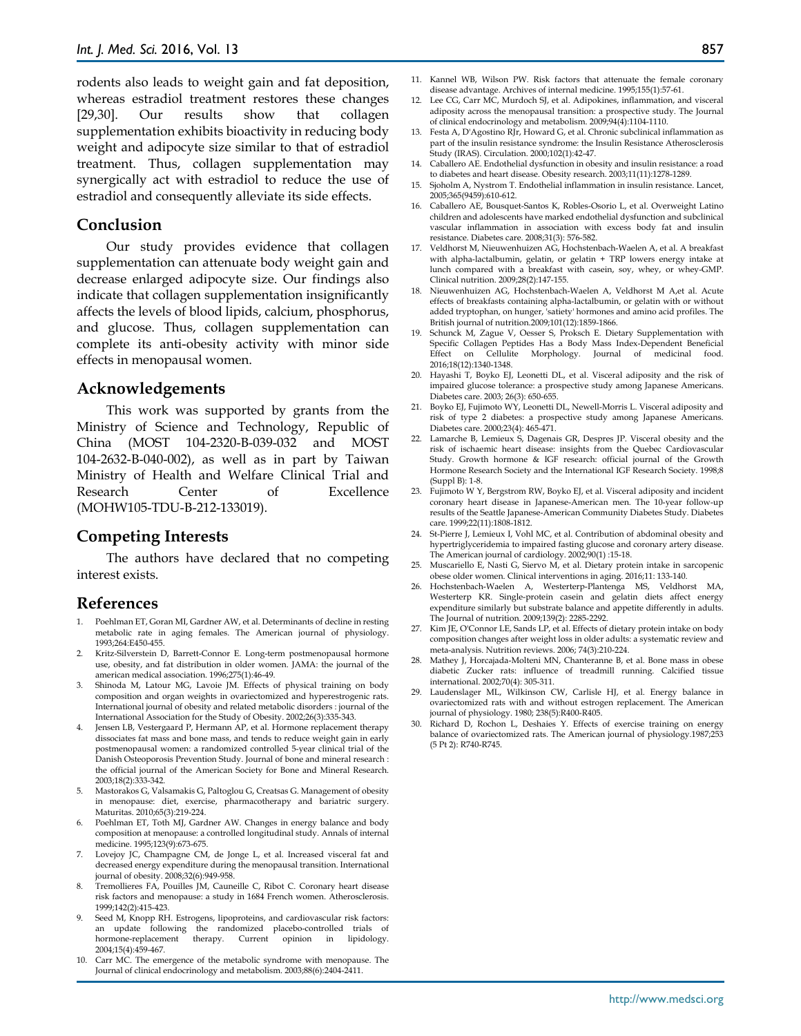rodents also leads to weight gain and fat deposition, whereas estradiol treatment restores these changes [29,30]. Our results show that collagen supplementation exhibits bioactivity in reducing body weight and adipocyte size similar to that of estradiol treatment. Thus, collagen supplementation may synergically act with estradiol to reduce the use of estradiol and consequently alleviate its side effects.

## Conclusion

Our study provides evidence that collagen supplementation can attenuate body weight gain and decrease enlarged adipocyte size. Our findings also indicate that collagen supplementation insignificantly affects the levels of blood lipids, calcium, phosphorus, and glucose. Thus, collagen supplementation can complete its anti-obesity activity with minor side effects in menopausal women.

## Acknowledgements

This work was supported by grants from the Ministry of Science and Technology, Republic of China (MOST 104-2320-B-039-032 and MOST 104-2632-B-040-002), as well as in part by Taiwan Ministry of Health and Welfare Clinical Trial and Research Center of Excellence (MOHW105-TDU-B-212-133019).

## Competing Interests

The authors have declared that no competing interest exists.

## References

1. Poehlman ET, Goran MI, Gardner AW, et al. Determinants of decline in resting metabolic rate in aging females. The American journal of physiology. 1993;264:E450-455.
2. Kritz-Silverstein D, Barrett-Connor E. Long-term postmenopausal hormone use, obesity, and fat distribution in older women. JAMA: the journal of the american medical association. 1996;275(1):46-49.
3. Shinoda M, Latour MG, Lavoie JM. Effects of physical training on body composition and organ weights in ovariectomized and hyperestrogenic rats. International journal of obesity and related metabolic disorders : journal of the International Association for the Study of Obesity. 2002;26(3):335-343.
4. Jensen LB, Vestergaard P, Hermann AP, et al. Hormone replacement therapy dissociates fat mass and bone mass, and tends to reduce weight gain in early postmenopausal women: a randomized controlled 5-year clinical trial of the Danish Osteoporosis Prevention Study. Journal of bone and mineral research : the official journal of the American Society for Bone and Mineral Research. 2003;18(2):333-342.
5. Mastorakos G, Valsamakis G, Paltoglou G, Creatsas G. Management of obesity in menopause: diet, exercise, pharmacotherapy and bariatric surgery. Maturitas. 2010;65(3):219-224.
6. Poehlman ET, Toth MJ, Gardner AW. Changes in energy balance and body composition at menopause: a controlled longitudinal study. Annals of internal medicine. 1995;123(9):673-675.
7. Lovejoy JC, Champagne CM, de Jonge L, et al. Increased visceral fat and decreased energy expenditure during the menopausal transition. International journal of obesity. 2008;32(6):949-958.
8. Tremollieres FA, Pouilles JM, Cauneille C, Ribot C. Coronary heart disease risk factors and menopause: a study in 1684 French women. Atherosclerosis. 1999;142(2):415-423.
9. Seed M, Knopp RH. Estrogens, lipoproteins, and cardiovascular risk factors: an update following the randomized placebo-controlled trials of hormone-replacement therapy. Current opinion in lipidology. 2004;15(4):459-467.
10. Carr MC. The emergence of the metabolic syndrome with menopause. The Journal of clinical endocrinology and metabolism. 2003;88(6):2404-2411.
11. Kannel WB, Wilson PW. Risk factors that attenuate the female coronary disease advantage. Archives of internal medicine. 1995;155(1):57-61.
12. Lee CG, Carr MC, Murdoch SJ, et al. Adipokines, inflammation, and visceral adiposity across the menopausal transition: a prospective study. The Journal of clinical endocrinology and metabolism. 2009;94(4):1104-1110.
13. Festa A, D'Agostino RJr, Howard G, et al. Chronic subclinical inflammation as part of the insulin resistance syndrome: the Insulin Resistance Atherosclerosis Study (IRAS). Circulation. 2000;102(1):42-47.
14. Caballero AE. Endothelial dysfunction in obesity and insulin resistance: a road to diabetes and heart disease. Obesity research. 2003;11(11):1278-1289.
15. Sjoholm A, Nystrom T. Endothelial inflammation in insulin resistance. Lancet, 2005;365(9459):610-612.
16. Caballero AE, Bousquet-Santos K, Robles-Osorio L, et al. Overweight Latino children and adolescents have marked endothelial dysfunction and subclinical vascular inflammation in association with excess body fat and insulin resistance. Diabetes care. 2008;31(3): 576-582.
17. Veldhorst M, Nieuwenhuizen AG, Hochstenbach-Waelen A, et al. A breakfast with alpha-lactalbumin, gelatin, or gelatin + TRP lowers energy intake at lunch compared with a breakfast with casein, soy, whey, or whey-GMP. Clinical nutrition. 2009;28(2):147-155.
18. Nieuwenhuizen AG, Hochstenbach-Waelen A, Veldhorst M A,et al. Acute effects of breakfasts containing alpha-lactalbumin, or gelatin with or without added tryptophan, on hunger, 'satiety' hormones and amino acid profiles. The British journal of nutrition.2009;101(12):1859-1866.
19. Schunck M, Zague V, Oesser S, Proksch E. Dietary Supplementation with Specific Collagen Peptides Has a Body Mass Index-Dependent Beneficial Effect on Cellulite Morphology. Journal of medicinal food. 2016;18(12):1340-1348.
20. Hayashi T, Boyko EJ, Leonetti DL, et al. Visceral adiposity and the risk of impaired glucose tolerance: a prospective study among Japanese Americans. Diabetes care. 2003; 26(3): 650-655.
21. Boyko EJ, Fujimoto WY, Leonetti DL, Newell-Morris L. Visceral adiposity and risk of type 2 diabetes: a prospective study among Japanese Americans. Diabetes care. 2000;23(4): 465-471.
22. Lamarche B, Lemieux S, Dagenais GR, Despres JP. Visceral obesity and the risk of ischaemic heart disease: insights from the Quebec Cardiovascular Study. Growth hormone & IGF research: official journal of the Growth Hormone Research Society and the International IGF Research Society. 1998;8 (Suppl B): 1-8.
23. Fujimoto W Y, Bergstrom RW, Boyko EJ, et al. Visceral adiposity and incident coronary heart disease in Japanese-American men. The 10-year follow-up results of the Seattle Japanese-American Community Diabetes Study. Diabetes care. 1999;22(11):1808-1812.
24. St-Pierre J, Lemieux I, Vohl MC, et al. Contribution of abdominal obesity and hypertriglyceridemia to impaired fasting glucose and coronary artery disease. The American journal of cardiology. 2002;90(1) :15-18.
25. Muscariello E, Nasti G, Siervo M, et al. Dietary protein intake in sarcopenic obese older women. Clinical interventions in aging. 2016;11: 133-140.
26. Hochstenbach-Waelen A, Westerterp-Plantenga MS, Veldhorst MA, Westerterp KR. Single-protein casein and gelatin diets affect energy expenditure similarly but substrate balance and appetite differently in adults. The Journal of nutrition. 2009;139(2): 2285-2292.
27. Kim JE, O'Connor LE, Sands LP, et al. Effects of dietary protein intake on body composition changes after weight loss in older adults: a systematic review and meta-analysis. Nutrition reviews. 2006; 74(3):210-224.
28. Mathey J, Horcajada-Molteni MN, Chanteranne B, et al. Bone mass in obese diabetic Zucker rats: influence of treadmill running. Calcified tissue international. 2002;70(4): 305-311.
29. Laudenslager ML, Wilkinson CW, Carlisle HJ, et al. Energy balance in ovariectomized rats with and without estrogen replacement. The American journal of physiology. 1980; 238(5):R400-R405.
30. Richard D, Rochon L, Deshaies Y. Effects of exercise training on energy balance of ovariectomized rats. The American journal of physiology.1987;253 (5 Pt 2): R740-R745.